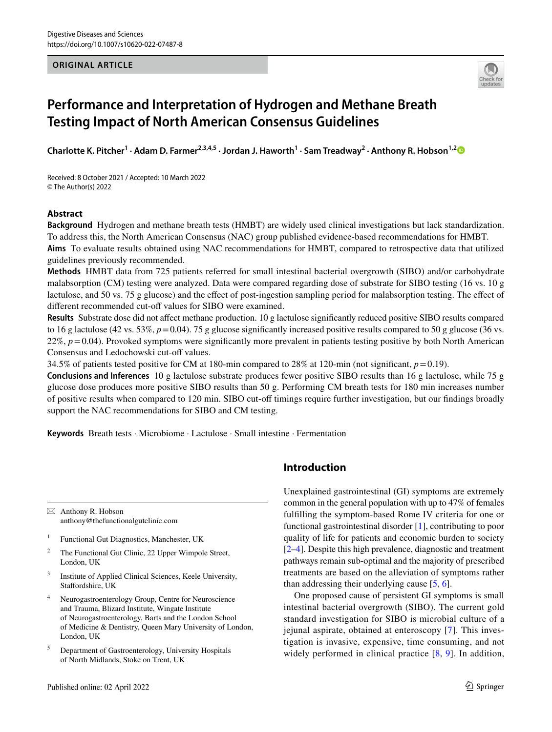ORIGINAL ARTICLE

# Performance and Interpretation of Hydrogen and Methane Breath Testing Impact of North American Consensus Guidelines

**Charlotte K. Pitcher[1] · Adam D. Farmer[2,3,4,5] · Jordan J. Haworth[1] · Sam Treadway[2] · Anthony R. Hobson[1,2]**

Received: 8 October 2021 / Accepted: 10 March 2022
© The Author(s) 2022

## Abstract

**Background** Hydrogen and methane breath tests (HMBT) are widely used clinical investigations but lack standardization. To address this, the North American Consensus (NAC) group published evidence-based recommendations for HMBT.

**Aims** To evaluate results obtained using NAC recommendations for HMBT, compared to retrospective data that utilized guidelines previously recommended.

**Methods** HMBT data from 725 patients referred for small intestinal bacterial overgrowth (SIBO) and/or carbohydrate malabsorption (CM) testing were analyzed. Data were compared regarding dose of substrate for SIBO testing (16 vs. 10 g lactulose, and 50 vs. 75 g glucose) and the effect of post-ingestion sampling period for malabsorption testing. The effect of different recommended cut-off values for SIBO were examined.

**Results** Substrate dose did not affect methane production. 10 g lactulose significantly reduced positive SIBO results compared to 16 g lactulose (42 vs. 53%, $p = 0.04$). 75 g glucose significantly increased positive results compared to 50 g glucose (36 vs. 22%, $p = 0.04$). Provoked symptoms were significantly more prevalent in patients testing positive by both North American Consensus and Ledochowski cut-off values.

34.5% of patients tested positive for CM at 180-min compared to 28% at 120-min (not significant, $p = 0.19$).

**Conclusions and Inferences** 10 g lactulose substrate produces fewer positive SIBO results than 16 g lactulose, while 75 g glucose dose produces more positive SIBO results than 50 g. Performing CM breath tests for 180 min increases number of positive results when compared to 120 min. SIBO cut-off timings require further investigation, but our findings broadly support the NAC recommendations for SIBO and CM testing.

**Keywords** Breath tests · Microbiome · Lactulose · Small intestine · Fermentation

## Introduction

Unexplained gastrointestinal (GI) symptoms are extremely common in the general population with up to 47% of females fulfilling the symptom-based Rome IV criteria for one or functional gastrointestinal disorder [1], contributing to poor quality of life for patients and economic burden to society [2–4]. Despite this high prevalence, diagnostic and treatment pathways remain sub-optimal and the majority of prescribed treatments are based on the alleviation of symptoms rather than addressing their underlying cause [5, 6].

One proposed cause of persistent GI symptoms is small intestinal bacterial overgrowth (SIBO). The current gold standard investigation for SIBO is microbial culture of a jejunal aspirate, obtained at enteroscopy [7]. This investigation is invasive, expensive, time consuming, and not widely performed in clinical practice [8, 9]. In addition,

---

✉ Anthony R. Hobson
anthony@thefunctionalgutclinic.com

1 Functional Gut Diagnostics, Manchester, UK

2 The Functional Gut Clinic, 22 Upper Wimpole Street, London, UK

3 Institute of Applied Clinical Sciences, Keele University, Staffordshire, UK

4 Neurogastroenterology Group, Centre for Neuroscience and Trauma, Blizard Institute, Wingate Institute of Neurogastroenterology, Barts and the London School of Medicine & Dentistry, Queen Mary University of London, London, UK

5 Department of Gastroenterology, University Hospitals of North Midlands, Stoke on Trent, UK

Published online: 02 April 2022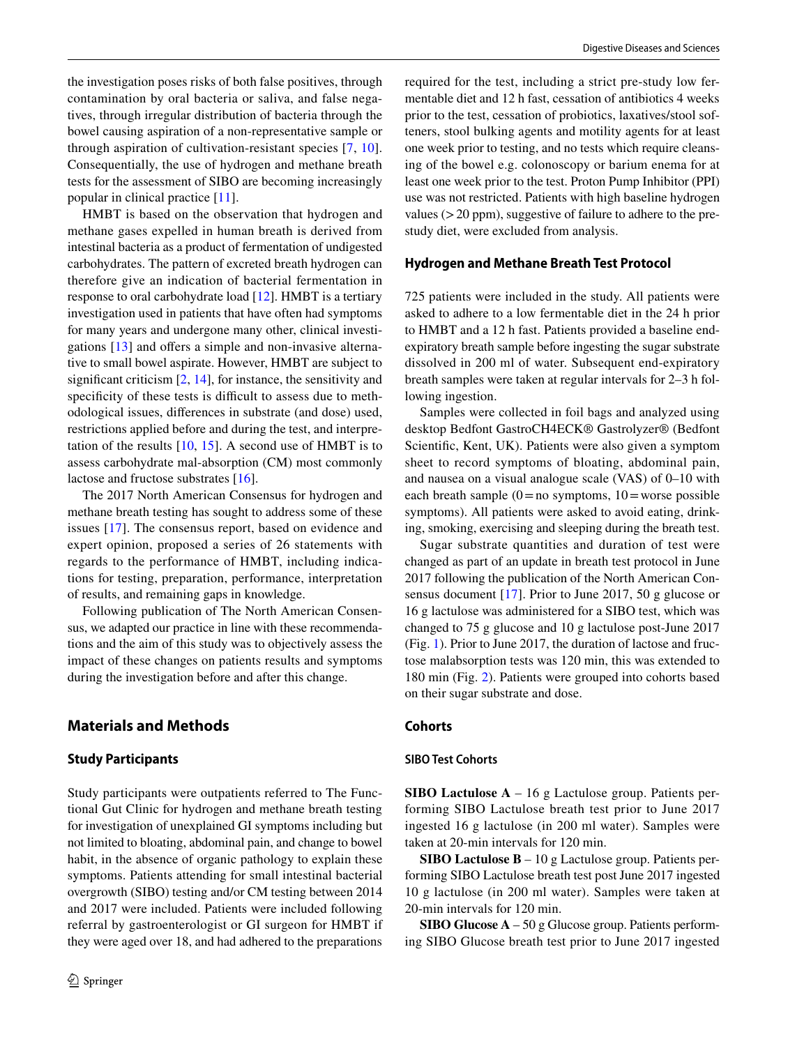the investigation poses risks of both false positives, through contamination by oral bacteria or saliva, and false negatives, through irregular distribution of bacteria through the bowel causing aspiration of a non-representative sample or through aspiration of cultivation-resistant species [7, 10]. Consequentially, the use of hydrogen and methane breath tests for the assessment of SIBO are becoming increasingly popular in clinical practice [11].

HMBT is based on the observation that hydrogen and methane gases expelled in human breath is derived from intestinal bacteria as a product of fermentation of undigested carbohydrates. The pattern of excreted breath hydrogen can therefore give an indication of bacterial fermentation in response to oral carbohydrate load [12]. HMBT is a tertiary investigation used in patients that have often had symptoms for many years and undergone many other, clinical investigations [13] and offers a simple and non-invasive alternative to small bowel aspirate. However, HMBT are subject to significant criticism [2, 14], for instance, the sensitivity and specificity of these tests is difficult to assess due to methodological issues, differences in substrate (and dose) used, restrictions applied before and during the test, and interpretation of the results [10, 15]. A second use of HMBT is to assess carbohydrate mal-absorption (CM) most commonly lactose and fructose substrates [16].

The 2017 North American Consensus for hydrogen and methane breath testing has sought to address some of these issues [17]. The consensus report, based on evidence and expert opinion, proposed a series of 26 statements with regards to the performance of HMBT, including indications for testing, preparation, performance, interpretation of results, and remaining gaps in knowledge.

Following publication of The North American Consensus, we adapted our practice in line with these recommendations and the aim of this study was to objectively assess the impact of these changes on patients results and symptoms during the investigation before and after this change.

## Materials and Methods

### Study Participants

Study participants were outpatients referred to The Functional Gut Clinic for hydrogen and methane breath testing for investigation of unexplained GI symptoms including but not limited to bloating, abdominal pain, and change to bowel habit, in the absence of organic pathology to explain these symptoms. Patients attending for small intestinal bacterial overgrowth (SIBO) testing and/or CM testing between 2014 and 2017 were included. Patients were included following referral by gastroenterologist or GI surgeon for HMBT if they were aged over 18, and had adhered to the preparations required for the test, including a strict pre-study low fermentable diet and 12 h fast, cessation of antibiotics 4 weeks prior to the test, cessation of probiotics, laxatives/stool softeners, stool bulking agents and motility agents for at least one week prior to testing, and no tests which require cleansing of the bowel e.g. colonoscopy or barium enema for at least one week prior to the test. Proton Pump Inhibitor (PPI) use was not restricted. Patients with high baseline hydrogen values (> 20 ppm), suggestive of failure to adhere to the pre-study diet, were excluded from analysis.

### Hydrogen and Methane Breath Test Protocol

725 patients were included in the study. All patients were asked to adhere to a low fermentable diet in the 24 h prior to HMBT and a 12 h fast. Patients provided a baseline end-expiratory breath sample before ingesting the sugar substrate dissolved in 200 ml of water. Subsequent end-expiratory breath samples were taken at regular intervals for 2–3 h following ingestion.

Samples were collected in foil bags and analyzed using desktop Bedfont GastroCH4ECK® Gastrolyzer® (Bedfont Scientific, Kent, UK). Patients were also given a symptom sheet to record symptoms of bloating, abdominal pain, and nausea on a visual analogue scale (VAS) of 0–10 with each breath sample (0 = no symptoms, 10 = worse possible symptoms). All patients were asked to avoid eating, drinking, smoking, exercising and sleeping during the breath test.

Sugar substrate quantities and duration of test were changed as part of an update in breath test protocol in June 2017 following the publication of the North American Consensus document [17]. Prior to June 2017, 50 g glucose or 16 g lactulose was administered for a SIBO test, which was changed to 75 g glucose and 10 g lactulose post-June 2017 (Fig. 1). Prior to June 2017, the duration of lactose and fructose malabsorption tests was 120 min, this was extended to 180 min (Fig. 2). Patients were grouped into cohorts based on their sugar substrate and dose.

### Cohorts

#### SIBO Test Cohorts

**SIBO Lactulose A** – 16 g Lactulose group. Patients performing SIBO Lactulose breath test prior to June 2017 ingested 16 g lactulose (in 200 ml water). Samples were taken at 20-min intervals for 120 min.

**SIBO Lactulose B** – 10 g Lactulose group. Patients performing SIBO Lactulose breath test post June 2017 ingested 10 g lactulose (in 200 ml water). Samples were taken at 20-min intervals for 120 min.

**SIBO Glucose A** – 50 g Glucose group. Patients performing SIBO Glucose breath test prior to June 2017 ingested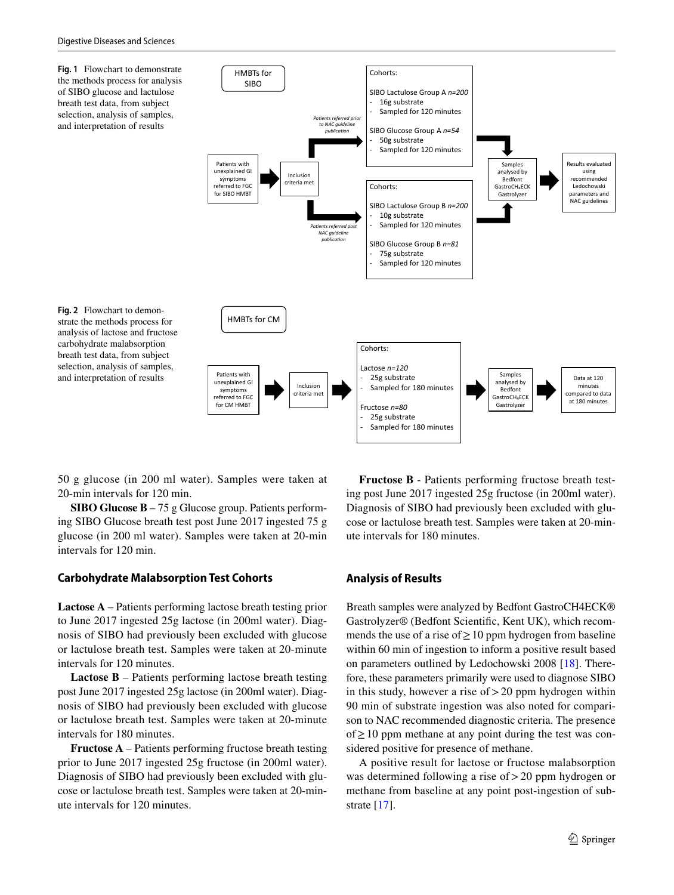**Fig. 1** Flowchart to demonstrate the methods process for analysis of SIBO glucose and lactulose breath test data, from subject selection, analysis of samples, and interpretation of results

HMBTs for SIBO

Patients with unexplained GI symptoms referred to FGC for SIBO HMBT → Inclusion criteria met

*Patients referred prior to NAC guideline publication* →

Cohorts:

SIBO Lactulose Group A *n=200*
- 16g substrate
- Sampled for 120 minutes

SIBO Glucose Group A *n=54*
- 50g substrate
- Sampled for 120 minutes

*Patients referred post NAC guideline publication* →

Cohorts:

SIBO Lactulose Group B *n=200*
- 10g substrate
- Sampled for 120 minutes

SIBO Glucose Group B *n=81*
- 75g substrate
- Sampled for 120 minutes

→ Samples analysed by Bedfont GastroCH₄ECK Gastrolyzer → Results evaluated using recommended Ledochowski parameters and NAC guidelines

**Fig. 2** Flowchart to demonstrate the methods process for analysis of lactose and fructose carbohydrate malabsorption breath test data, from subject selection, analysis of samples, and interpretation of results

HMBTs for CM

Patients with unexplained GI symptoms referred to FGC for CM HMBT → Inclusion criteria met →

Cohorts:

Lactose *n=120*
- 25g substrate
- Sampled for 180 minutes

Fructose *n=80*
- 25g substrate
- Sampled for 180 minutes

→ Samples analysed by Bedfont GastroCH₄ECK Gastrolyzer → Data at 120 minutes compared to data at 180 minutes

50 g glucose (in 200 ml water). Samples were taken at 20-min intervals for 120 min.

**SIBO Glucose B** – 75 g Glucose group. Patients performing SIBO Glucose breath test post June 2017 ingested 75 g glucose (in 200 ml water). Samples were taken at 20-min intervals for 120 min.

### Carbohydrate Malabsorption Test Cohorts

**Lactose A** – Patients performing lactose breath testing prior to June 2017 ingested 25g lactose (in 200ml water). Diagnosis of SIBO had previously been excluded with glucose or lactulose breath test. Samples were taken at 20-minute intervals for 120 minutes.

**Lactose B** – Patients performing lactose breath testing post June 2017 ingested 25g lactose (in 200ml water). Diagnosis of SIBO had previously been excluded with glucose or lactulose breath test. Samples were taken at 20-minute intervals for 180 minutes.

**Fructose A** – Patients performing fructose breath testing prior to June 2017 ingested 25g fructose (in 200ml water). Diagnosis of SIBO had previously been excluded with glucose or lactulose breath test. Samples were taken at 20-minute intervals for 120 minutes.

**Fructose B** - Patients performing fructose breath testing post June 2017 ingested 25g fructose (in 200ml water). Diagnosis of SIBO had previously been excluded with glucose or lactulose breath test. Samples were taken at 20-minute intervals for 180 minutes.

### Analysis of Results

Breath samples were analyzed by Bedfont GastroCH4ECK® Gastrolyzer® (Bedfont Scientific, Kent UK), which recommends the use of a rise of $\geq 10$ ppm hydrogen from baseline within 60 min of ingestion to inform a positive result based on parameters outlined by Ledochowski 2008 [18]. Therefore, these parameters primarily were used to diagnose SIBO in this study, however a rise of $> 20$ ppm hydrogen within 90 min of substrate ingestion was also noted for comparison to NAC recommended diagnostic criteria. The presence of $\geq 10$ ppm methane at any point during the test was considered positive for presence of methane.

A positive result for lactose or fructose malabsorption was determined following a rise of $> 20$ ppm hydrogen or methane from baseline at any point post-ingestion of substrate [17].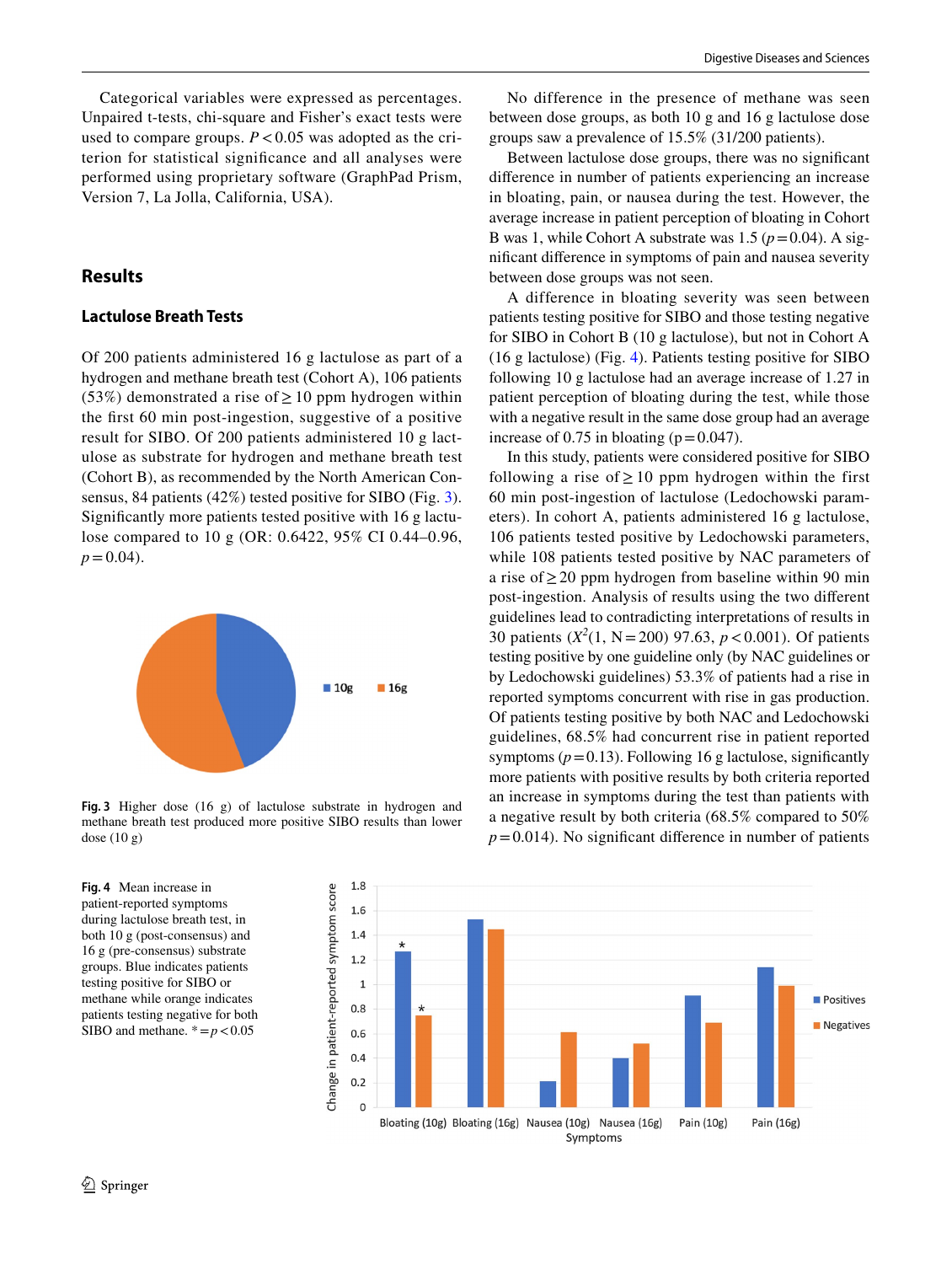Categorical variables were expressed as percentages. Unpaired t-tests, chi-square and Fisher's exact tests were used to compare groups. $P < 0.05$ was adopted as the criterion for statistical significance and all analyses were performed using proprietary software (GraphPad Prism, Version 7, La Jolla, California, USA).

## Results

### Lactulose Breath Tests

Of 200 patients administered 16 g lactulose as part of a hydrogen and methane breath test (Cohort A), 106 patients (53%) demonstrated a rise of ≥ 10 ppm hydrogen within the first 60 min post-ingestion, suggestive of a positive result for SIBO. Of 200 patients administered 10 g lactulose as substrate for hydrogen and methane breath test (Cohort B), as recommended by the North American Consensus, 84 patients (42%) tested positive for SIBO (Fig. 3). Significantly more patients tested positive with 16 g lactulose compared to 10 g (OR: 0.6422, 95% CI 0.44–0.96, $p = 0.04$).

Fig. 3 Higher dose (16 g) of lactulose substrate in hydrogen and methane breath test produced more positive SIBO results than lower dose (10 g)

No difference in the presence of methane was seen between dose groups, as both 10 g and 16 g lactulose dose groups saw a prevalence of 15.5% (31/200 patients).

Between lactulose dose groups, there was no significant difference in number of patients experiencing an increase in bloating, pain, or nausea during the test. However, the average increase in patient perception of bloating in Cohort B was 1, while Cohort A substrate was 1.5 ($p = 0.04$). A significant difference in symptoms of pain and nausea severity between dose groups was not seen.

A difference in bloating severity was seen between patients testing positive for SIBO and those testing negative for SIBO in Cohort B (10 g lactulose), but not in Cohort A (16 g lactulose) (Fig. 4). Patients testing positive for SIBO following 10 g lactulose had an average increase of 1.27 in patient perception of bloating during the test, while those with a negative result in the same dose group had an average increase of 0.75 in bloating ($p = 0.047$).

In this study, patients were considered positive for SIBO following a rise of ≥ 10 ppm hydrogen within the first 60 min post-ingestion of lactulose (Ledochowski parameters). In cohort A, patients administered 16 g lactulose, 106 patients tested positive by Ledochowski parameters, while 108 patients tested positive by NAC parameters of a rise of ≥ 20 ppm hydrogen from baseline within 90 min post-ingestion. Analysis of results using the two different guidelines lead to contradicting interpretations of results in 30 patients ($X^2(1, N = 200)$ 97.63, $p < 0.001$). Of patients testing positive by one guideline only (by NAC guidelines or by Ledochowski guidelines) 53.3% of patients had a rise in reported symptoms concurrent with rise in gas production. Of patients testing positive by both NAC and Ledochowski guidelines, 68.5% had concurrent rise in patient reported symptoms ($p = 0.13$). Following 16 g lactulose, significantly more patients with positive results by both criteria reported an increase in symptoms during the test than patients with a negative result by both criteria (68.5% compared to 50% $p = 0.014$). No significant difference in number of patients

Fig. 4 Mean increase in patient-reported symptoms during lactulose breath test, in both 10 g (post-consensus) and 16 g (pre-consensus) substrate groups. Blue indicates patients testing positive for SIBO or methane while orange indicates patients testing negative for both SIBO and methane. * = $p < 0.05$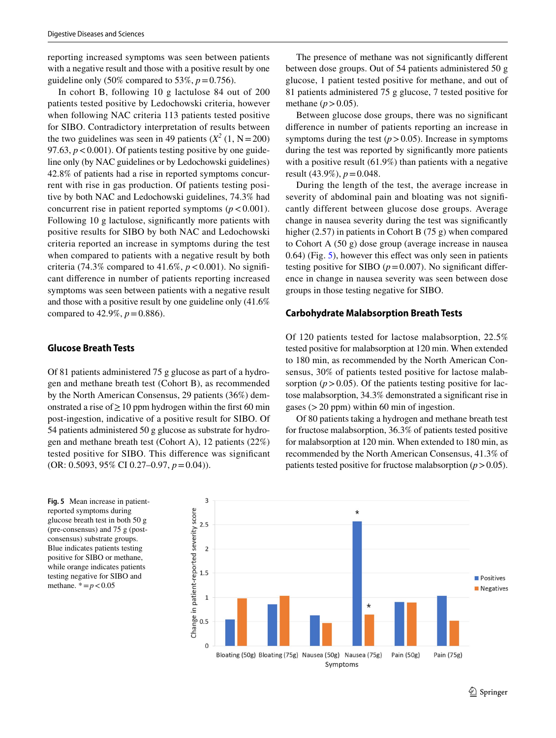reporting increased symptoms was seen between patients with a negative result and those with a positive result by one guideline only (50% compared to 53%, $p = 0.756$).

In cohort B, following 10 g lactulose 84 out of 200 patients tested positive by Ledochowski criteria, however when following NAC criteria 113 patients tested positive for SIBO. Contradictory interpretation of results between the two guidelines was seen in 49 patients ($X^2$ (1, N = 200) 97.63, $p < 0.001$). Of patients testing positive by one guideline only (by NAC guidelines or by Ledochowski guidelines) 42.8% of patients had a rise in reported symptoms concurrent with rise in gas production. Of patients testing positive by both NAC and Ledochowski guidelines, 74.3% had concurrent rise in patient reported symptoms ($p < 0.001$). Following 10 g lactulose, significantly more patients with positive results for SIBO by both NAC and Ledochowski criteria reported an increase in symptoms during the test when compared to patients with a negative result by both criteria (74.3% compared to 41.6%, $p < 0.001$). No significant difference in number of patients reporting increased symptoms was seen between patients with a negative result and those with a positive result by one guideline only (41.6% compared to 42.9%, $p = 0.886$).

## Glucose Breath Tests

Of 81 patients administered 75 g glucose as part of a hydrogen and methane breath test (Cohort B), as recommended by the North American Consensus, 29 patients (36%) demonstrated a rise of ≥ 10 ppm hydrogen within the first 60 min post-ingestion, indicative of a positive result for SIBO. Of 54 patients administered 50 g glucose as substrate for hydrogen and methane breath test (Cohort A), 12 patients (22%) tested positive for SIBO. This difference was significant (OR: 0.5093, 95% CI 0.27–0.97, $p = 0.04$)).

The presence of methane was not significantly different between dose groups. Out of 54 patients administered 50 g glucose, 1 patient tested positive for methane, and out of 81 patients administered 75 g glucose, 7 tested positive for methane ($p > 0.05$).

Between glucose dose groups, there was no significant difference in number of patients reporting an increase in symptoms during the test ($p > 0.05$). Increase in symptoms during the test was reported by significantly more patients with a positive result (61.9%) than patients with a negative result (43.9%), $p = 0.048$.

During the length of the test, the average increase in severity of abdominal pain and bloating was not significantly different between glucose dose groups. Average change in nausea severity during the test was significantly higher (2.57) in patients in Cohort B (75 g) when compared to Cohort A (50 g) dose group (average increase in nausea 0.64) (Fig. 5), however this effect was only seen in patients testing positive for SIBO ($p = 0.007$). No significant difference in change in nausea severity was seen between dose groups in those testing negative for SIBO.

## Carbohydrate Malabsorption Breath Tests

Of 120 patients tested for lactose malabsorption, 22.5% tested positive for malabsorption at 120 min. When extended to 180 min, as recommended by the North American Consensus, 30% of patients tested positive for lactose malabsorption ($p > 0.05$). Of the patients testing positive for lactose malabsorption, 34.3% demonstrated a significant rise in gases (> 20 ppm) within 60 min of ingestion.

Of 80 patients taking a hydrogen and methane breath test for fructose malabsorption, 36.3% of patients tested positive for malabsorption at 120 min. When extended to 180 min, as recommended by the North American Consensus, 41.3% of patients tested positive for fructose malabsorption ($p > 0.05$).

**Fig. 5** Mean increase in patient-reported symptoms during glucose breath test in both 50 g (pre-consensus) and 75 g (post-consensus) substrate groups. Blue indicates patients testing positive for SIBO or methane, while orange indicates patients testing negative for SIBO and methane. * = $p < 0.05$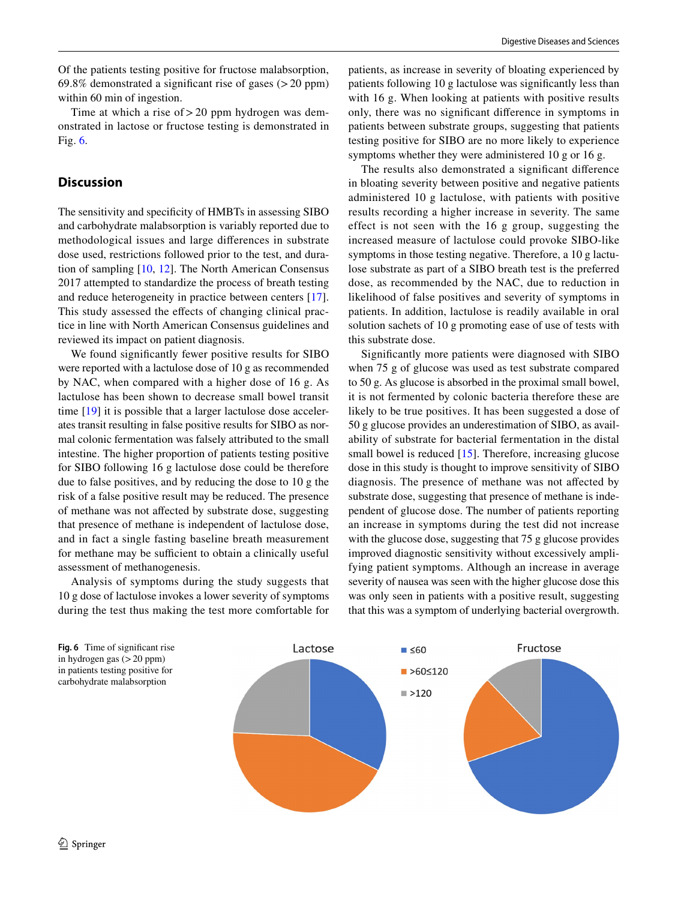Of the patients testing positive for fructose malabsorption, 69.8% demonstrated a significant rise of gases (> 20 ppm) within 60 min of ingestion.

Time at which a rise of > 20 ppm hydrogen was demonstrated in lactose or fructose testing is demonstrated in Fig. 6.

## Discussion

The sensitivity and specificity of HMBTs in assessing SIBO and carbohydrate malabsorption is variably reported due to methodological issues and large differences in substrate dose used, restrictions followed prior to the test, and duration of sampling [10, 12]. The North American Consensus 2017 attempted to standardize the process of breath testing and reduce heterogeneity in practice between centers [17]. This study assessed the effects of changing clinical practice in line with North American Consensus guidelines and reviewed its impact on patient diagnosis.

We found significantly fewer positive results for SIBO were reported with a lactulose dose of 10 g as recommended by NAC, when compared with a higher dose of 16 g. As lactulose has been shown to decrease small bowel transit time [19] it is possible that a larger lactulose dose accelerates transit resulting in false positive results for SIBO as normal colonic fermentation was falsely attributed to the small intestine. The higher proportion of patients testing positive for SIBO following 16 g lactulose dose could be therefore due to false positives, and by reducing the dose to 10 g the risk of a false positive result may be reduced. The presence of methane was not affected by substrate dose, suggesting that presence of methane is independent of lactulose dose, and in fact a single fasting baseline breath measurement for methane may be sufficient to obtain a clinically useful assessment of methanogenesis.

Analysis of symptoms during the study suggests that 10 g dose of lactulose invokes a lower severity of symptoms during the test thus making the test more comfortable for patients, as increase in severity of bloating experienced by patients following 10 g lactulose was significantly less than with 16 g. When looking at patients with positive results only, there was no significant difference in symptoms in patients between substrate groups, suggesting that patients testing positive for SIBO are no more likely to experience symptoms whether they were administered 10 g or 16 g.

The results also demonstrated a significant difference in bloating severity between positive and negative patients administered 10 g lactulose, with patients with positive results recording a higher increase in severity. The same effect is not seen with the 16 g group, suggesting the increased measure of lactulose could provoke SIBO-like symptoms in those testing negative. Therefore, a 10 g lactulose substrate as part of a SIBO breath test is the preferred dose, as recommended by the NAC, due to reduction in likelihood of false positives and severity of symptoms in patients. In addition, lactulose is readily available in oral solution sachets of 10 g promoting ease of use of tests with this substrate dose.

Significantly more patients were diagnosed with SIBO when 75 g of glucose was used as test substrate compared to 50 g. As glucose is absorbed in the proximal small bowel, it is not fermented by colonic bacteria therefore these are likely to be true positives. It has been suggested a dose of 50 g glucose provides an underestimation of SIBO, as availability of substrate for bacterial fermentation in the distal small bowel is reduced [15]. Therefore, increasing glucose dose in this study is thought to improve sensitivity of SIBO diagnosis. The presence of methane was not affected by substrate dose, suggesting that presence of methane is independent of glucose dose. The number of patients reporting an increase in symptoms during the test did not increase with the glucose dose, suggesting that 75 g glucose provides improved diagnostic sensitivity without excessively amplifying patient symptoms. Although an increase in average severity of nausea was seen with the higher glucose dose this was only seen in patients with a positive result, suggesting that this was a symptom of underlying bacterial overgrowth.

**Fig. 6** Time of significant rise in hydrogen gas (> 20 ppm) in patients testing positive for carbohydrate malabsorption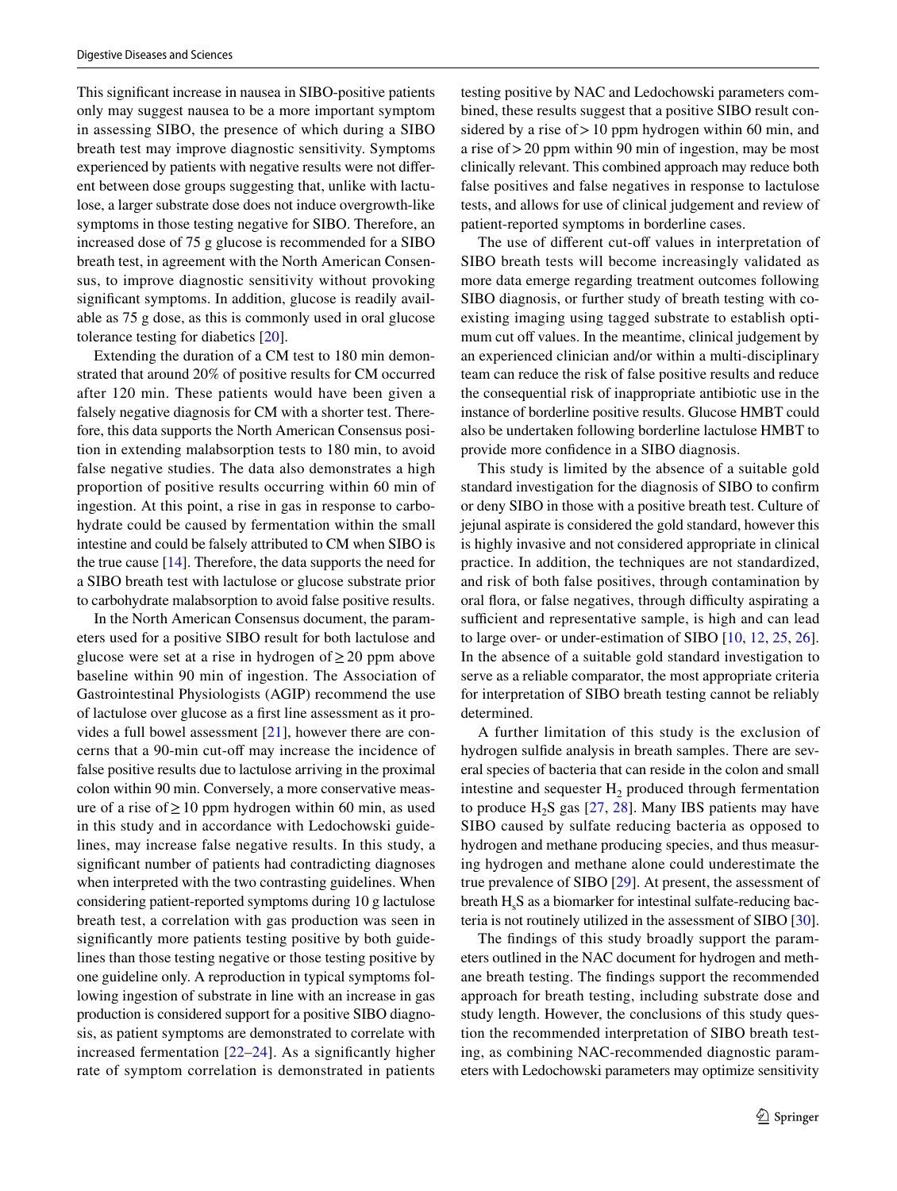This significant increase in nausea in SIBO-positive patients only may suggest nausea to be a more important symptom in assessing SIBO, the presence of which during a SIBO breath test may improve diagnostic sensitivity. Symptoms experienced by patients with negative results were not different between dose groups suggesting that, unlike with lactulose, a larger substrate dose does not induce overgrowth-like symptoms in those testing negative for SIBO. Therefore, an increased dose of 75 g glucose is recommended for a SIBO breath test, in agreement with the North American Consensus, to improve diagnostic sensitivity without provoking significant symptoms. In addition, glucose is readily available as 75 g dose, as this is commonly used in oral glucose tolerance testing for diabetics [20].

Extending the duration of a CM test to 180 min demonstrated that around 20% of positive results for CM occurred after 120 min. These patients would have been given a falsely negative diagnosis for CM with a shorter test. Therefore, this data supports the North American Consensus position in extending malabsorption tests to 180 min, to avoid false negative studies. The data also demonstrates a high proportion of positive results occurring within 60 min of ingestion. At this point, a rise in gas in response to carbohydrate could be caused by fermentation within the small intestine and could be falsely attributed to CM when SIBO is the true cause [14]. Therefore, the data supports the need for a SIBO breath test with lactulose or glucose substrate prior to carbohydrate malabsorption to avoid false positive results.

In the North American Consensus document, the parameters used for a positive SIBO result for both lactulose and glucose were set at a rise in hydrogen of ≥ 20 ppm above baseline within 90 min of ingestion. The Association of Gastrointestinal Physiologists (AGIP) recommend the use of lactulose over glucose as a first line assessment as it provides a full bowel assessment [21], however there are concerns that a 90-min cut-off may increase the incidence of false positive results due to lactulose arriving in the proximal colon within 90 min. Conversely, a more conservative measure of a rise of ≥ 10 ppm hydrogen within 60 min, as used in this study and in accordance with Ledochowski guidelines, may increase false negative results. In this study, a significant number of patients had contradicting diagnoses when interpreted with the two contrasting guidelines. When considering patient-reported symptoms during 10 g lactulose breath test, a correlation with gas production was seen in significantly more patients testing positive by both guidelines than those testing negative or those testing positive by one guideline only. A reproduction in typical symptoms following ingestion of substrate in line with an increase in gas production is considered support for a positive SIBO diagnosis, as patient symptoms are demonstrated to correlate with increased fermentation [22–24]. As a significantly higher rate of symptom correlation is demonstrated in patients testing positive by NAC and Ledochowski parameters combined, these results suggest that a positive SIBO result considered by a rise of > 10 ppm hydrogen within 60 min, and a rise of > 20 ppm within 90 min of ingestion, may be most clinically relevant. This combined approach may reduce both false positives and false negatives in response to lactulose tests, and allows for use of clinical judgement and review of patient-reported symptoms in borderline cases.

The use of different cut-off values in interpretation of SIBO breath tests will become increasingly validated as more data emerge regarding treatment outcomes following SIBO diagnosis, or further study of breath testing with co-existing imaging using tagged substrate to establish optimum cut off values. In the meantime, clinical judgement by an experienced clinician and/or within a multi-disciplinary team can reduce the risk of false positive results and reduce the consequential risk of inappropriate antibiotic use in the instance of borderline positive results. Glucose HMBT could also be undertaken following borderline lactulose HMBT to provide more confidence in a SIBO diagnosis.

This study is limited by the absence of a suitable gold standard investigation for the diagnosis of SIBO to confirm or deny SIBO in those with a positive breath test. Culture of jejunal aspirate is considered the gold standard, however this is highly invasive and not considered appropriate in clinical practice. In addition, the techniques are not standardized, and risk of both false positives, through contamination by oral flora, or false negatives, through difficulty aspirating a sufficient and representative sample, is high and can lead to large over- or under-estimation of SIBO [10, 12, 25, 26]. In the absence of a suitable gold standard investigation to serve as a reliable comparator, the most appropriate criteria for interpretation of SIBO breath testing cannot be reliably determined.

A further limitation of this study is the exclusion of hydrogen sulfide analysis in breath samples. There are several species of bacteria that can reside in the colon and small intestine and sequester $H_2$ produced through fermentation to produce $H_2S$ gas [27, 28]. Many IBS patients may have SIBO caused by sulfate reducing bacteria as opposed to hydrogen and methane producing species, and thus measuring hydrogen and methane alone could underestimate the true prevalence of SIBO [29]. At present, the assessment of breath $H_sS$ as a biomarker for intestinal sulfate-reducing bacteria is not routinely utilized in the assessment of SIBO [30].

The findings of this study broadly support the parameters outlined in the NAC document for hydrogen and methane breath testing. The findings support the recommended approach for breath testing, including substrate dose and study length. However, the conclusions of this study question the recommended interpretation of SIBO breath testing, as combining NAC-recommended diagnostic parameters with Ledochowski parameters may optimize sensitivity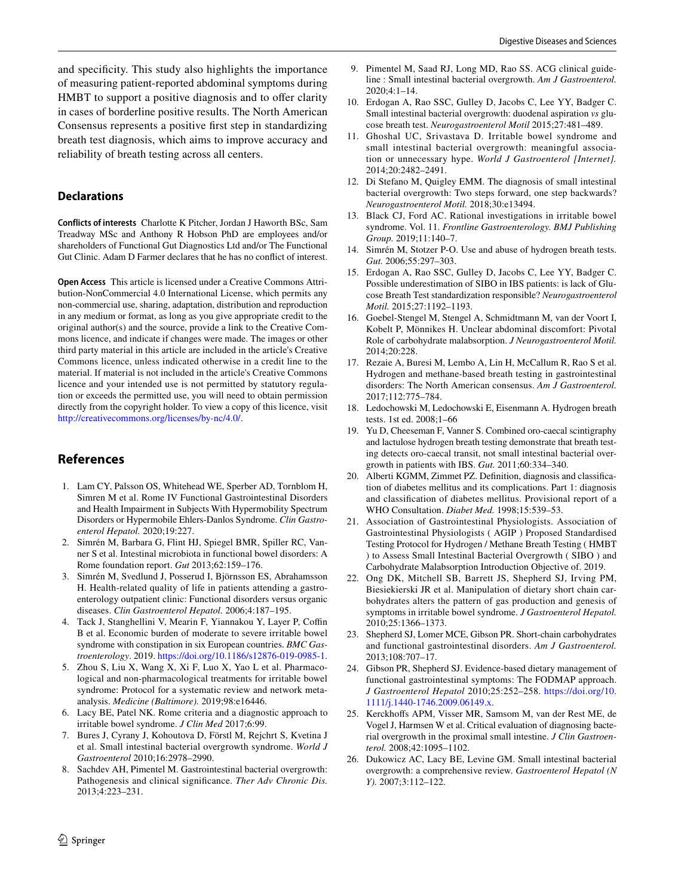and specificity. This study also highlights the importance of measuring patient-reported abdominal symptoms during HMBT to support a positive diagnosis and to offer clarity in cases of borderline positive results. The North American Consensus represents a positive first step in standardizing breath test diagnosis, which aims to improve accuracy and reliability of breath testing across all centers.

## Declarations

**Conflicts of interests** Charlotte K Pitcher, Jordan J Haworth BSc, Sam Treadway MSc and Anthony R Hobson PhD are employees and/or shareholders of Functional Gut Diagnostics Ltd and/or The Functional Gut Clinic. Adam D Farmer declares that he has no conflict of interest.

**Open Access** This article is licensed under a Creative Commons Attribution-NonCommercial 4.0 International License, which permits any non-commercial use, sharing, adaptation, distribution and reproduction in any medium or format, as long as you give appropriate credit to the original author(s) and the source, provide a link to the Creative Commons licence, and indicate if changes were made. The images or other third party material in this article are included in the article's Creative Commons licence, unless indicated otherwise in a credit line to the material. If material is not included in the article's Creative Commons licence and your intended use is not permitted by statutory regulation or exceeds the permitted use, you will need to obtain permission directly from the copyright holder. To view a copy of this licence, visit http://creativecommons.org/licenses/by-nc/4.0/.

## References

1. Lam CY, Palsson OS, Whitehead WE, Sperber AD, Tornblom H, Simren M et al. Rome IV Functional Gastrointestinal Disorders and Health Impairment in Subjects With Hypermobility Spectrum Disorders or Hypermobile Ehlers-Danlos Syndrome. *Clin Gastroenterol Hepatol.* 2020;19:227.
2. Simrén M, Barbara G, Flint HJ, Spiegel BMR, Spiller RC, Vanner S et al. Intestinal microbiota in functional bowel disorders: A Rome foundation report. *Gut* 2013;62:159–176.
3. Simrén M, Svedlund J, Posserud I, Björnsson ES, Abrahamsson H. Health-related quality of life in patients attending a gastroenterology outpatient clinic: Functional disorders versus organic diseases. *Clin Gastroenterol Hepatol.* 2006;4:187–195.
4. Tack J, Stanghellini V, Mearin F, Yiannakou Y, Layer P, Coffin B et al. Economic burden of moderate to severe irritable bowel syndrome with constipation in six European countries. *BMC Gastroenterology*. 2019. https://doi.org/10.1186/s12876-019-0985-1.
5. Zhou S, Liu X, Wang X, Xi F, Luo X, Yao L et al. Pharmacological and non-pharmacological treatments for irritable bowel syndrome: Protocol for a systematic review and network meta-analysis. *Medicine (Baltimore).* 2019;98:e16446.
6. Lacy BE, Patel NK. Rome criteria and a diagnostic approach to irritable bowel syndrome. *J Clin Med* 2017;6:99.
7. Bures J, Cyrany J, Kohoutova D, Förstl M, Rejchrt S, Kvetina J et al. Small intestinal bacterial overgrowth syndrome. *World J Gastroenterol* 2010;16:2978–2990.
8. Sachdev AH, Pimentel M. Gastrointestinal bacterial overgrowth: Pathogenesis and clinical significance. *Ther Adv Chronic Dis.* 2013;4:223–231.
9. Pimentel M, Saad RJ, Long MD, Rao SS. ACG clinical guideline : Small intestinal bacterial overgrowth. *Am J Gastroenterol.* 2020;4:1–14.
10. Erdogan A, Rao SSC, Gulley D, Jacobs C, Lee YY, Badger C. Small intestinal bacterial overgrowth: duodenal aspiration *vs* glucose breath test. *Neurogastroenterol Motil* 2015;27:481–489.
11. Ghoshal UC, Srivastava D. Irritable bowel syndrome and small intestinal bacterial overgrowth: meaningful association or unnecessary hype. *World J Gastroenterol [Internet].* 2014;20:2482–2491.
12. Di Stefano M, Quigley EMM. The diagnosis of small intestinal bacterial overgrowth: Two steps forward, one step backwards? *Neurogastroenterol Motil.* 2018;30:e13494.
13. Black CJ, Ford AC. Rational investigations in irritable bowel syndrome. Vol. 11. *Frontline Gastroenterology. BMJ Publishing Group.* 2019;11:140–7.
14. Simrén M, Stotzer P-O. Use and abuse of hydrogen breath tests. *Gut.* 2006;55:297–303.
15. Erdogan A, Rao SSC, Gulley D, Jacobs C, Lee YY, Badger C. Possible underestimation of SIBO in IBS patients: is lack of Glucose Breath Test standardization responsible? *Neurogastroenterol Motil.* 2015;27:1192–1193.
16. Goebel-Stengel M, Stengel A, Schmidtmann M, van der Voort I, Kobelt P, Mönnikes H. Unclear abdominal discomfort: Pivotal Role of carbohydrate malabsorption. *J Neurogastroenterol Motil.* 2014;20:228.
17. Rezaie A, Buresi M, Lembo A, Lin H, McCallum R, Rao S et al. Hydrogen and methane-based breath testing in gastrointestinal disorders: The North American consensus. *Am J Gastroenterol.* 2017;112:775–784.
18. Ledochowski M, Ledochowski E, Eisenmann A. Hydrogen breath tests. 1st ed. 2008;1–66
19. Yu D, Cheeseman F, Vanner S. Combined oro-caecal scintigraphy and lactulose hydrogen breath testing demonstrate that breath testing detects oro-caecal transit, not small intestinal bacterial overgrowth in patients with IBS. *Gut.* 2011;60:334–340.
20. Alberti KGMM, Zimmet PZ. Definition, diagnosis and classification of diabetes mellitus and its complications. Part 1: diagnosis and classification of diabetes mellitus. Provisional report of a WHO Consultation. *Diabet Med.* 1998;15:539–53.
21. Association of Gastrointestinal Physiologists. Association of Gastrointestinal Physiologists ( AGIP ) Proposed Standardised Testing Protocol for Hydrogen / Methane Breath Testing ( HMBT ) to Assess Small Intestinal Bacterial Overgrowth ( SIBO ) and Carbohydrate Malabsorption Introduction Objective of. 2019.
22. Ong DK, Mitchell SB, Barrett JS, Shepherd SJ, Irving PM, Biesiekierski JR et al. Manipulation of dietary short chain carbohydrates alters the pattern of gas production and genesis of symptoms in irritable bowel syndrome. *J Gastroenterol Hepatol.* 2010;25:1366–1373.
23. Shepherd SJ, Lomer MCE, Gibson PR. Short-chain carbohydrates and functional gastrointestinal disorders. *Am J Gastroenterol.* 2013;108:707–17.
24. Gibson PR, Shepherd SJ. Evidence-based dietary management of functional gastrointestinal symptoms: The FODMAP approach. *J Gastroenterol Hepatol* 2010;25:252–258. https://doi.org/10.1111/j.1440-1746.2009.06149.x.
25. Kerckhoffs APM, Visser MR, Samsom M, van der Rest ME, de Vogel J, Harmsen W et al. Critical evaluation of diagnosing bacterial overgrowth in the proximal small intestine. *J Clin Gastroenterol.* 2008;42:1095–1102.
26. Dukowicz AC, Lacy BE, Levine GM. Small intestinal bacterial overgrowth: a comprehensive review. *Gastroenterol Hepatol (N Y).* 2007;3:112–122.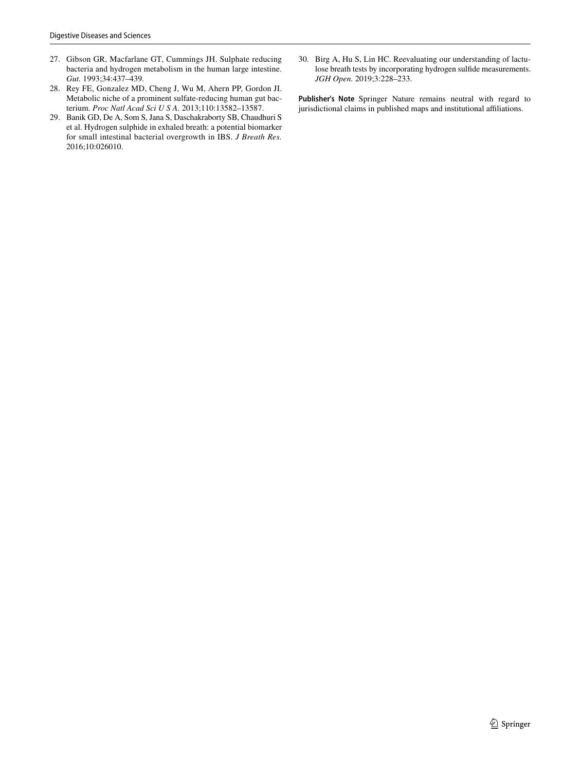27. Gibson GR, Macfarlane GT, Cummings JH. Sulphate reducing bacteria and hydrogen metabolism in the human large intestine. *Gut.* 1993;34:437–439.
28. Rey FE, Gonzalez MD, Cheng J, Wu M, Ahern PP, Gordon JI. Metabolic niche of a prominent sulfate-reducing human gut bacterium. *Proc Natl Acad Sci U S A.* 2013;110:13582–13587.
29. Banik GD, De A, Som S, Jana S, Daschakraborty SB, Chaudhuri S et al. Hydrogen sulphide in exhaled breath: a potential biomarker for small intestinal bacterial overgrowth in IBS. *J Breath Res.* 2016;10:026010.
30. Birg A, Hu S, Lin HC. Reevaluating our understanding of lactulose breath tests by incorporating hydrogen sulfide measurements. *JGH Open.* 2019;3:228–233.

**Publisher's Note** Springer Nature remains neutral with regard to jurisdictional claims in published maps and institutional affiliations.